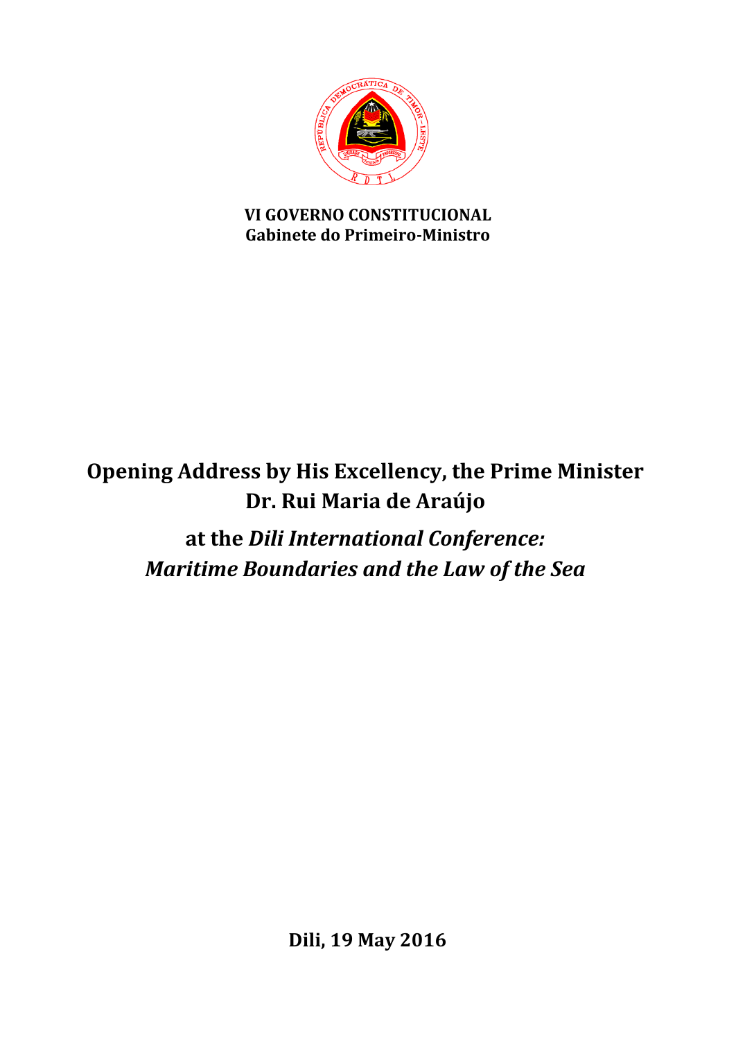**VI GOVERNO CONSTITUCIONAL**
**Gabinete do Primeiro-Ministro**

# Opening Address by His Excellency, the Prime Minister Dr. Rui Maria de Araújo

## at the *Dili International Conference: Maritime Boundaries and the Law of the Sea*

**Dili, 19 May 2016**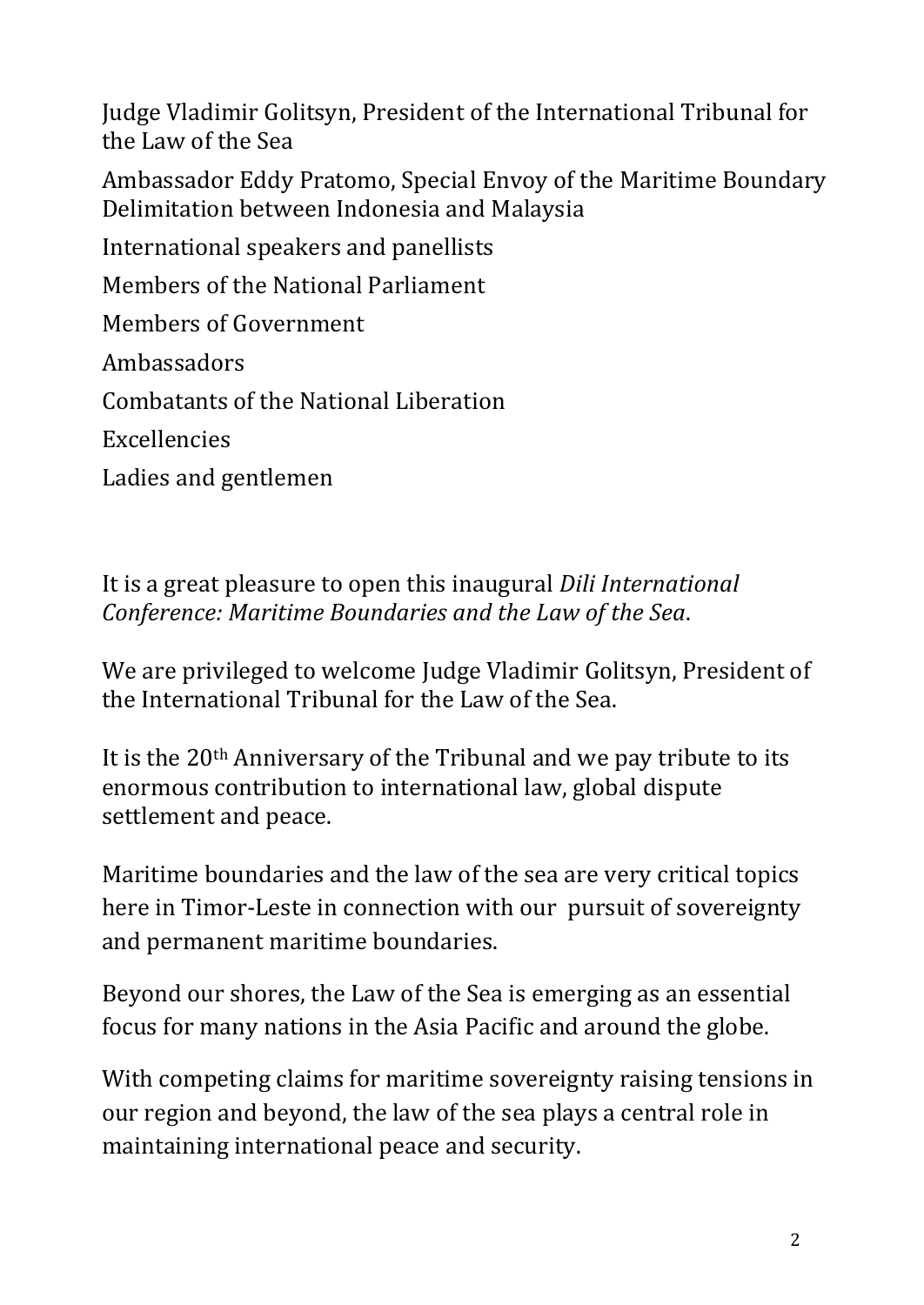Judge Vladimir Golitsyn, President of the International Tribunal for the Law of the Sea

Ambassador Eddy Pratomo, Special Envoy of the Maritime Boundary Delimitation between Indonesia and Malaysia

International speakers and panellists

Members of the National Parliament

Members of Government

Ambassadors

Combatants of the National Liberation

Excellencies

Ladies and gentlemen

It is a great pleasure to open this inaugural *Dili International Conference: Maritime Boundaries and the Law of the Sea*.

We are privileged to welcome Judge Vladimir Golitsyn, President of the International Tribunal for the Law of the Sea.

It is the 20th Anniversary of the Tribunal and we pay tribute to its enormous contribution to international law, global dispute settlement and peace.

Maritime boundaries and the law of the sea are very critical topics here in Timor-Leste in connection with our pursuit of sovereignty and permanent maritime boundaries.

Beyond our shores, the Law of the Sea is emerging as an essential focus for many nations in the Asia Pacific and around the globe.

With competing claims for maritime sovereignty raising tensions in our region and beyond, the law of the sea plays a central role in maintaining international peace and security.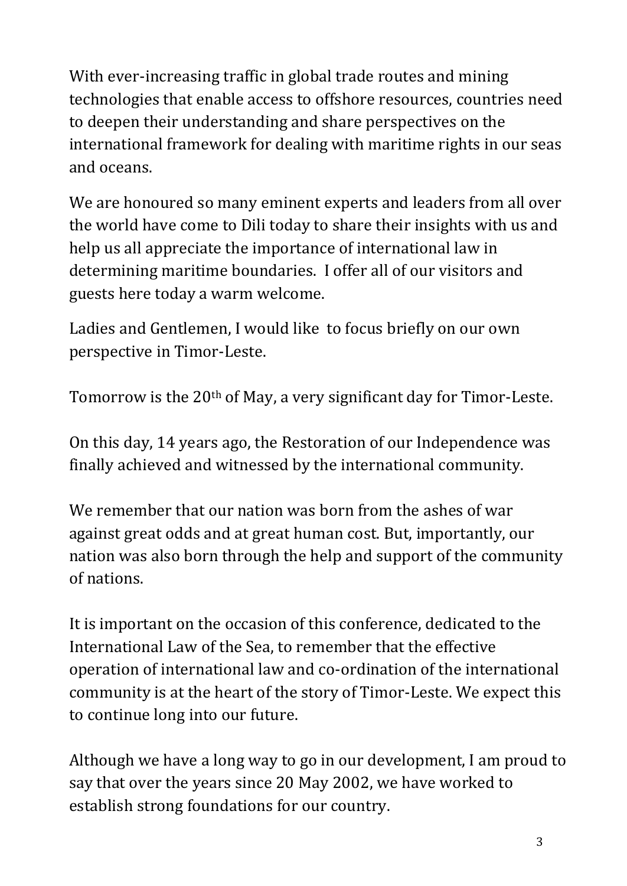With ever-increasing traffic in global trade routes and mining technologies that enable access to offshore resources, countries need to deepen their understanding and share perspectives on the international framework for dealing with maritime rights in our seas and oceans.

We are honoured so many eminent experts and leaders from all over the world have come to Dili today to share their insights with us and help us all appreciate the importance of international law in determining maritime boundaries. I offer all of our visitors and guests here today a warm welcome.

Ladies and Gentlemen, I would like to focus briefly on our own perspective in Timor-Leste.

Tomorrow is the 20th of May, a very significant day for Timor-Leste.

On this day, 14 years ago, the Restoration of our Independence was finally achieved and witnessed by the international community.

We remember that our nation was born from the ashes of war against great odds and at great human cost. But, importantly, our nation was also born through the help and support of the community of nations.

It is important on the occasion of this conference, dedicated to the International Law of the Sea, to remember that the effective operation of international law and co-ordination of the international community is at the heart of the story of Timor-Leste. We expect this to continue long into our future.

Although we have a long way to go in our development, I am proud to say that over the years since 20 May 2002, we have worked to establish strong foundations for our country.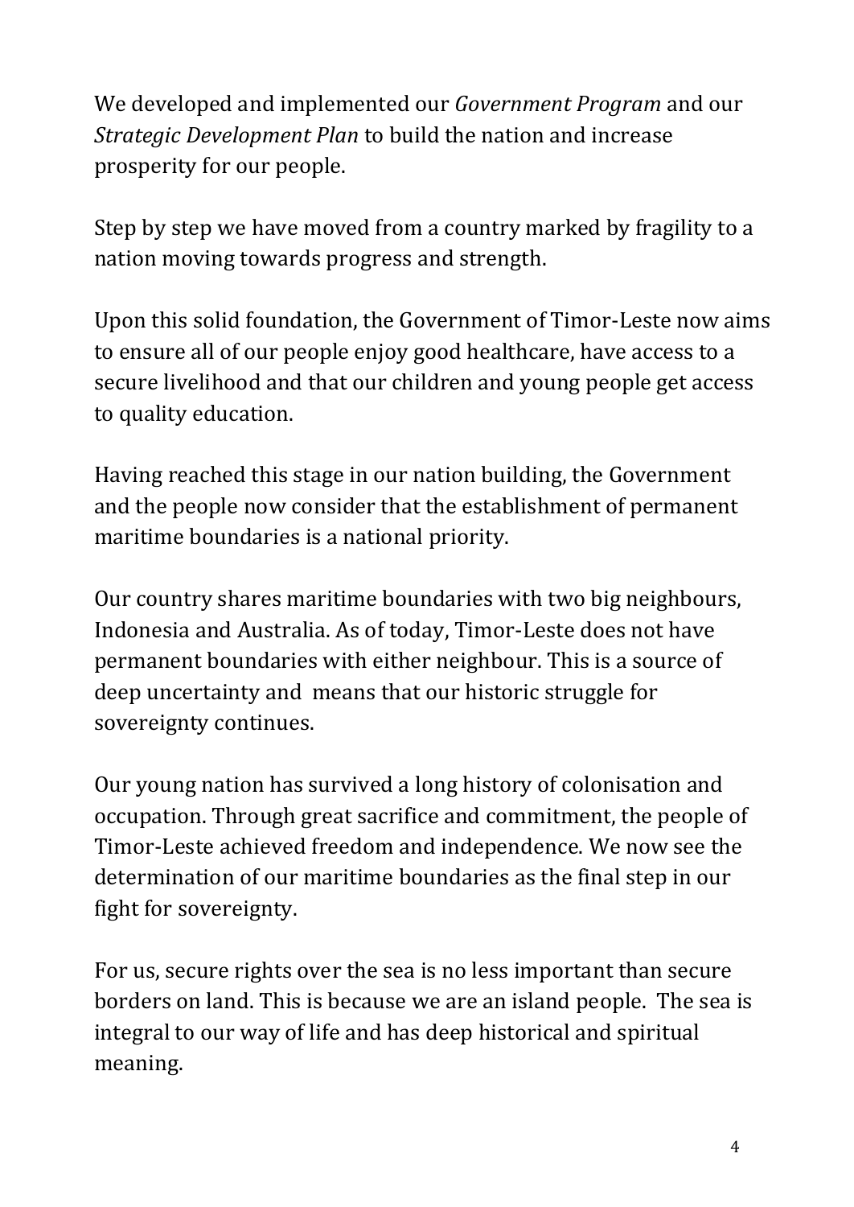We developed and implemented our *Government Program* and our *Strategic Development Plan* to build the nation and increase prosperity for our people.

Step by step we have moved from a country marked by fragility to a nation moving towards progress and strength.

Upon this solid foundation, the Government of Timor-Leste now aims to ensure all of our people enjoy good healthcare, have access to a secure livelihood and that our children and young people get access to quality education.

Having reached this stage in our nation building, the Government and the people now consider that the establishment of permanent maritime boundaries is a national priority.

Our country shares maritime boundaries with two big neighbours, Indonesia and Australia. As of today, Timor-Leste does not have permanent boundaries with either neighbour. This is a source of deep uncertainty and means that our historic struggle for sovereignty continues.

Our young nation has survived a long history of colonisation and occupation. Through great sacrifice and commitment, the people of Timor-Leste achieved freedom and independence. We now see the determination of our maritime boundaries as the final step in our fight for sovereignty.

For us, secure rights over the sea is no less important than secure borders on land. This is because we are an island people. The sea is integral to our way of life and has deep historical and spiritual meaning.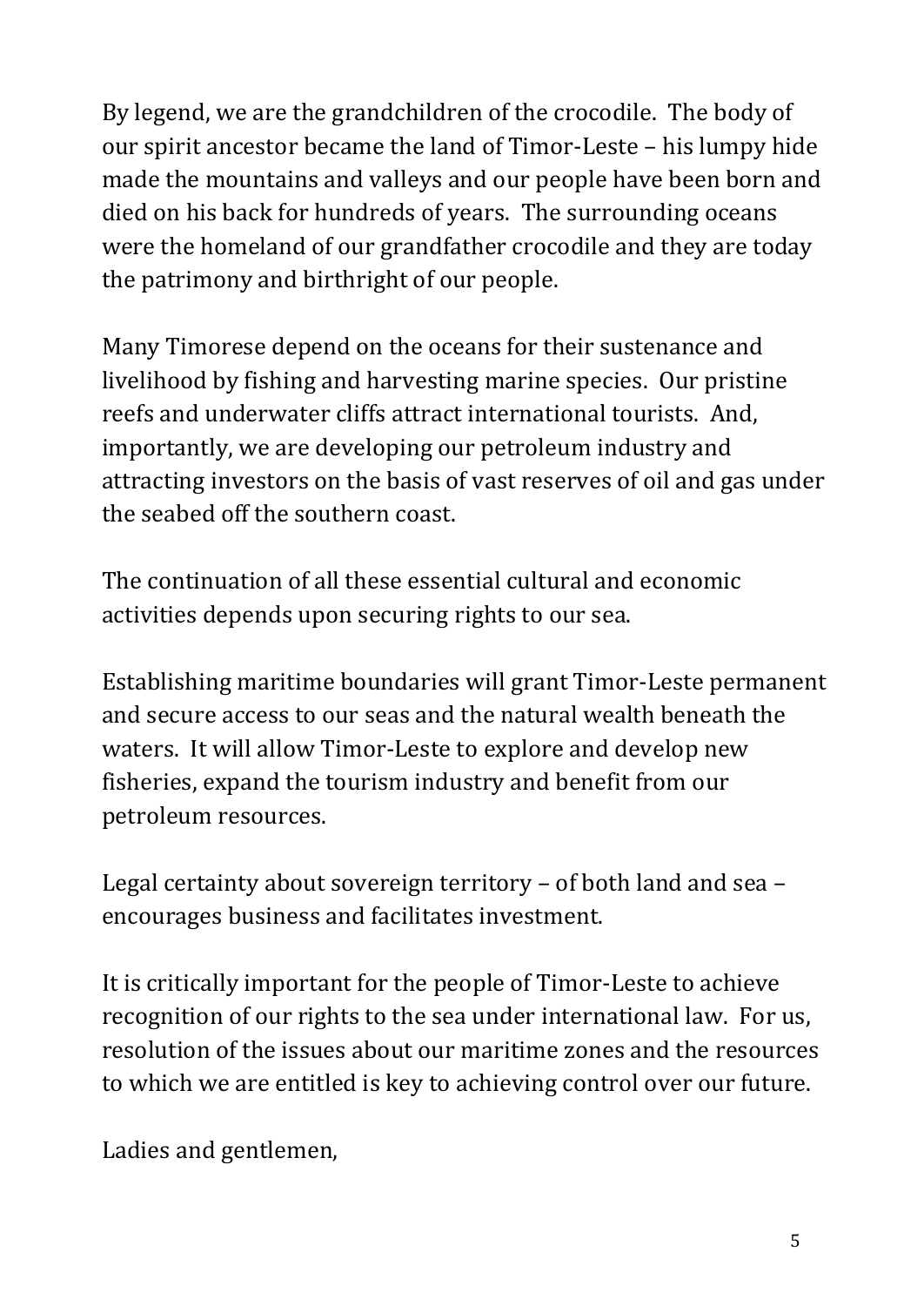By legend, we are the grandchildren of the crocodile. The body of our spirit ancestor became the land of Timor-Leste – his lumpy hide made the mountains and valleys and our people have been born and died on his back for hundreds of years. The surrounding oceans were the homeland of our grandfather crocodile and they are today the patrimony and birthright of our people.

Many Timorese depend on the oceans for their sustenance and livelihood by fishing and harvesting marine species. Our pristine reefs and underwater cliffs attract international tourists. And, importantly, we are developing our petroleum industry and attracting investors on the basis of vast reserves of oil and gas under the seabed off the southern coast.

The continuation of all these essential cultural and economic activities depends upon securing rights to our sea.

Establishing maritime boundaries will grant Timor-Leste permanent and secure access to our seas and the natural wealth beneath the waters. It will allow Timor-Leste to explore and develop new fisheries, expand the tourism industry and benefit from our petroleum resources.

Legal certainty about sovereign territory – of both land and sea – encourages business and facilitates investment.

It is critically important for the people of Timor-Leste to achieve recognition of our rights to the sea under international law. For us, resolution of the issues about our maritime zones and the resources to which we are entitled is key to achieving control over our future.

Ladies and gentlemen,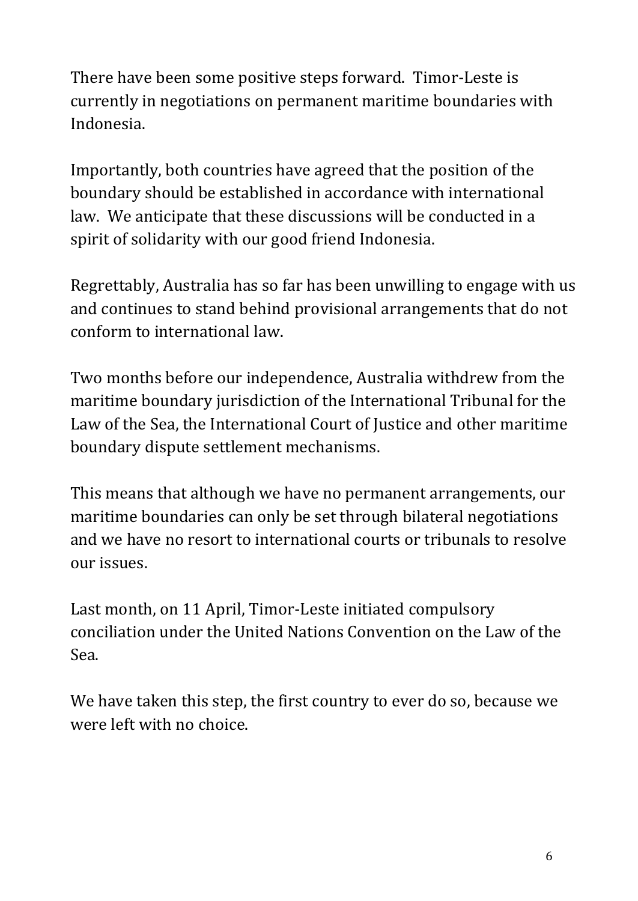There have been some positive steps forward. Timor-Leste is currently in negotiations on permanent maritime boundaries with Indonesia.

Importantly, both countries have agreed that the position of the boundary should be established in accordance with international law. We anticipate that these discussions will be conducted in a spirit of solidarity with our good friend Indonesia.

Regrettably, Australia has so far has been unwilling to engage with us and continues to stand behind provisional arrangements that do not conform to international law.

Two months before our independence, Australia withdrew from the maritime boundary jurisdiction of the International Tribunal for the Law of the Sea, the International Court of Justice and other maritime boundary dispute settlement mechanisms.

This means that although we have no permanent arrangements, our maritime boundaries can only be set through bilateral negotiations and we have no resort to international courts or tribunals to resolve our issues.

Last month, on 11 April, Timor-Leste initiated compulsory conciliation under the United Nations Convention on the Law of the Sea.

We have taken this step, the first country to ever do so, because we were left with no choice.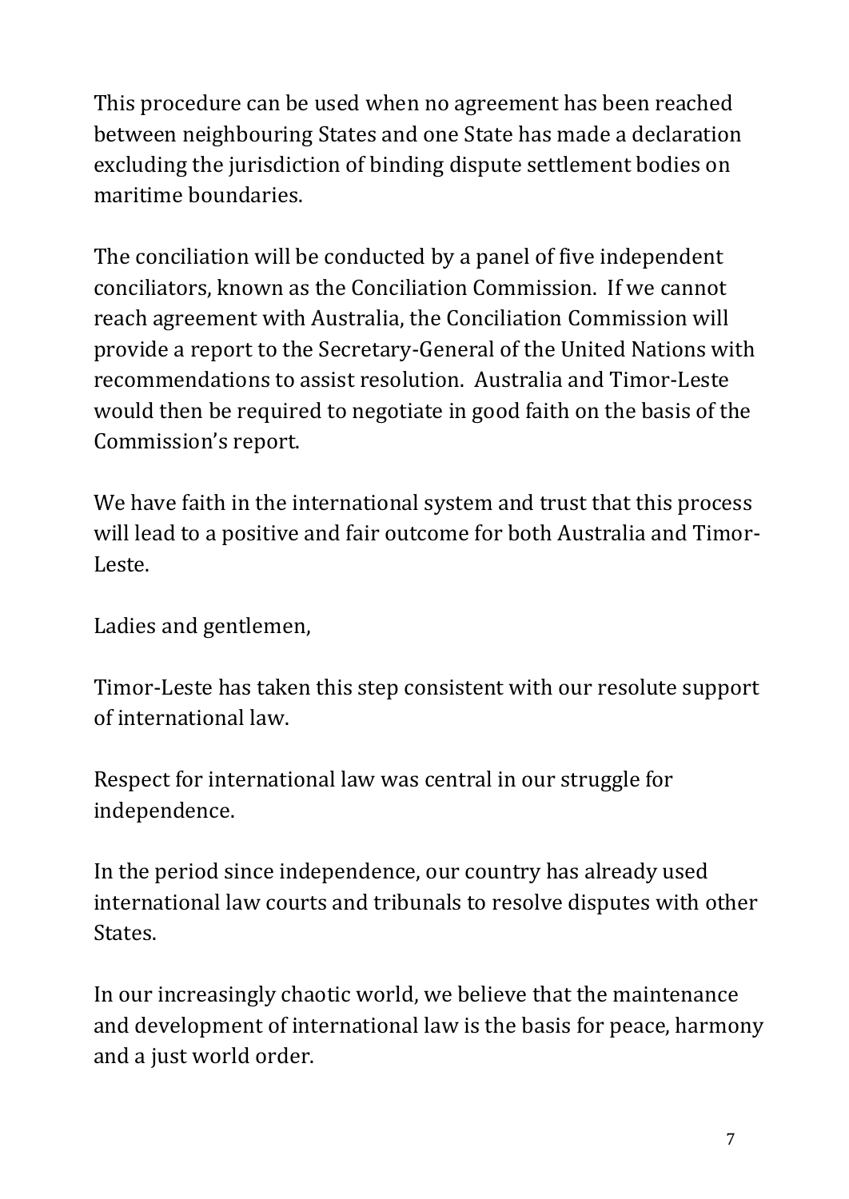This procedure can be used when no agreement has been reached between neighbouring States and one State has made a declaration excluding the jurisdiction of binding dispute settlement bodies on maritime boundaries.

The conciliation will be conducted by a panel of five independent conciliators, known as the Conciliation Commission. If we cannot reach agreement with Australia, the Conciliation Commission will provide a report to the Secretary-General of the United Nations with recommendations to assist resolution. Australia and Timor-Leste would then be required to negotiate in good faith on the basis of the Commission's report.

We have faith in the international system and trust that this process will lead to a positive and fair outcome for both Australia and Timor-Leste.

Ladies and gentlemen,

Timor-Leste has taken this step consistent with our resolute support of international law.

Respect for international law was central in our struggle for independence.

In the period since independence, our country has already used international law courts and tribunals to resolve disputes with other States.

In our increasingly chaotic world, we believe that the maintenance and development of international law is the basis for peace, harmony and a just world order.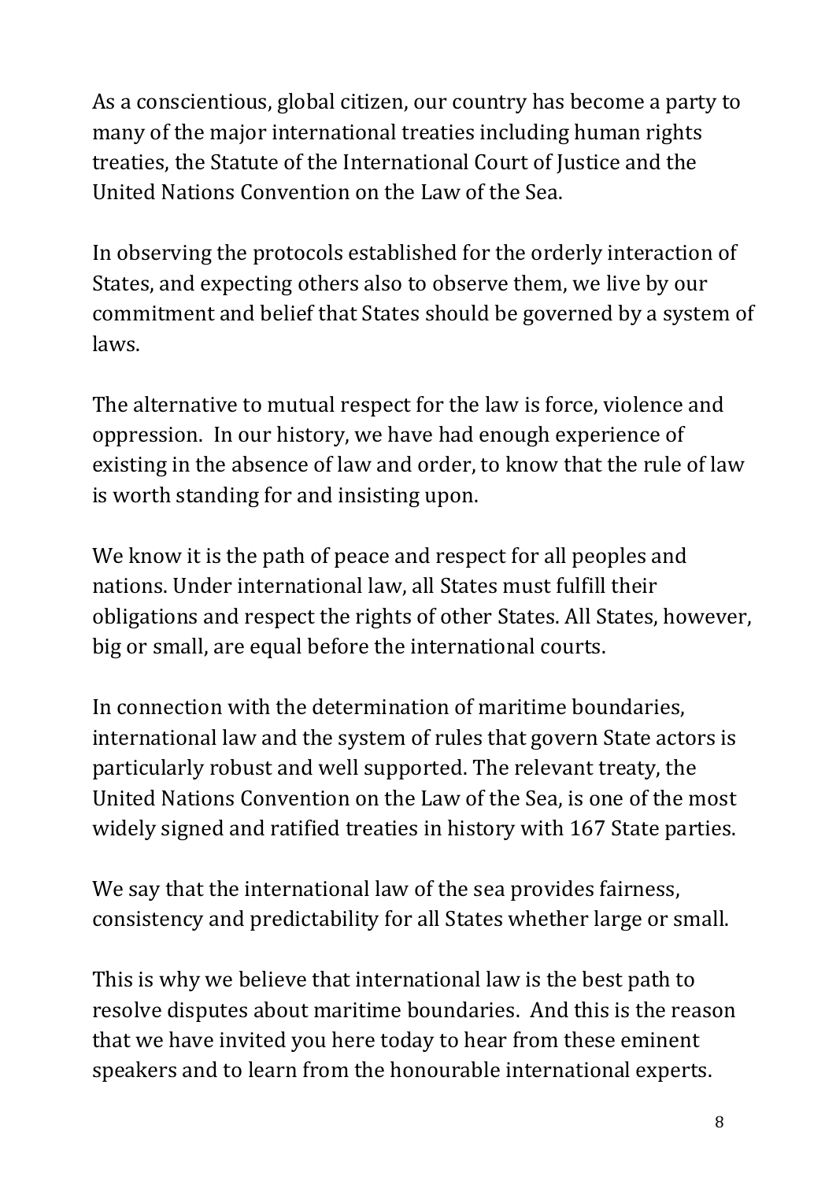As a conscientious, global citizen, our country has become a party to many of the major international treaties including human rights treaties, the Statute of the International Court of Justice and the United Nations Convention on the Law of the Sea.

In observing the protocols established for the orderly interaction of States, and expecting others also to observe them, we live by our commitment and belief that States should be governed by a system of laws.

The alternative to mutual respect for the law is force, violence and oppression. In our history, we have had enough experience of existing in the absence of law and order, to know that the rule of law is worth standing for and insisting upon.

We know it is the path of peace and respect for all peoples and nations. Under international law, all States must fulfill their obligations and respect the rights of other States. All States, however, big or small, are equal before the international courts.

In connection with the determination of maritime boundaries, international law and the system of rules that govern State actors is particularly robust and well supported. The relevant treaty, the United Nations Convention on the Law of the Sea, is one of the most widely signed and ratified treaties in history with 167 State parties.

We say that the international law of the sea provides fairness, consistency and predictability for all States whether large or small.

This is why we believe that international law is the best path to resolve disputes about maritime boundaries. And this is the reason that we have invited you here today to hear from these eminent speakers and to learn from the honourable international experts.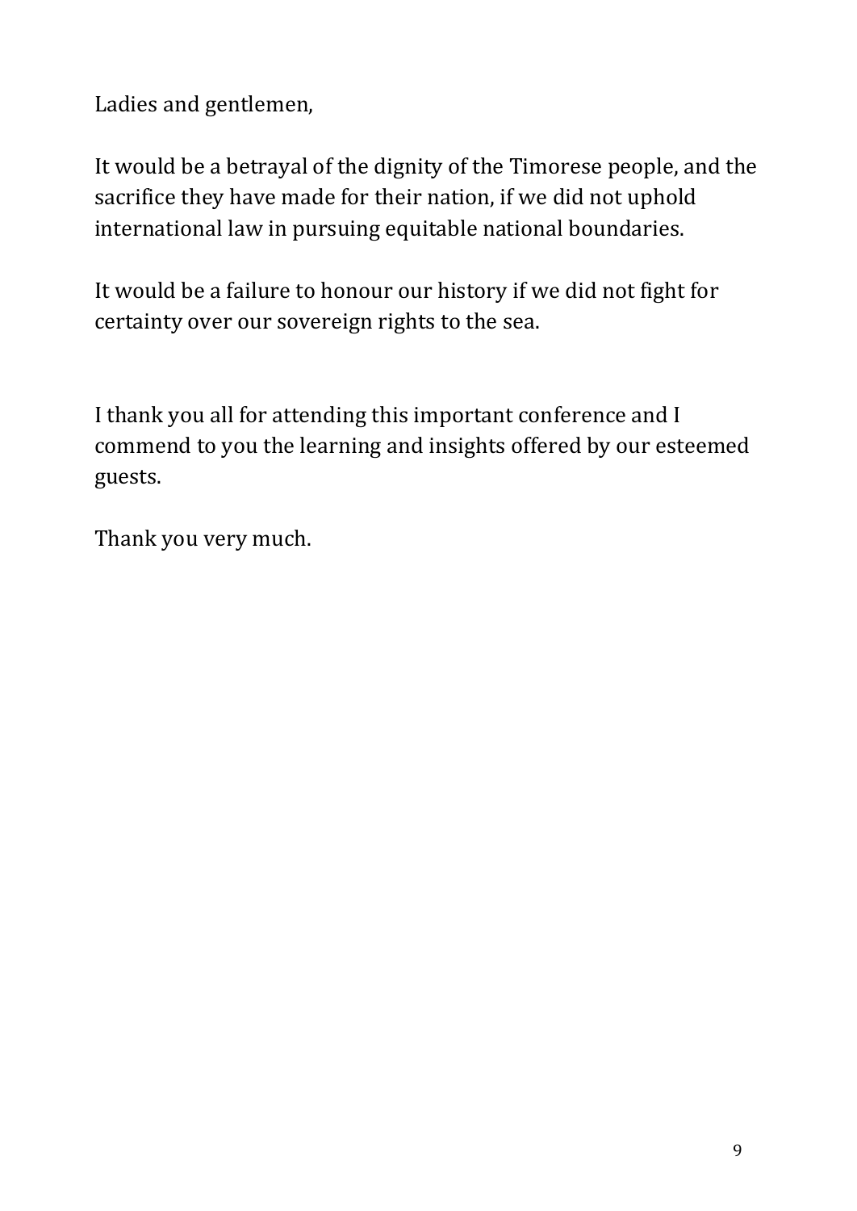Ladies and gentlemen,

It would be a betrayal of the dignity of the Timorese people, and the sacrifice they have made for their nation, if we did not uphold international law in pursuing equitable national boundaries.

It would be a failure to honour our history if we did not fight for certainty over our sovereign rights to the sea.

I thank you all for attending this important conference and I commend to you the learning and insights offered by our esteemed guests.

Thank you very much.